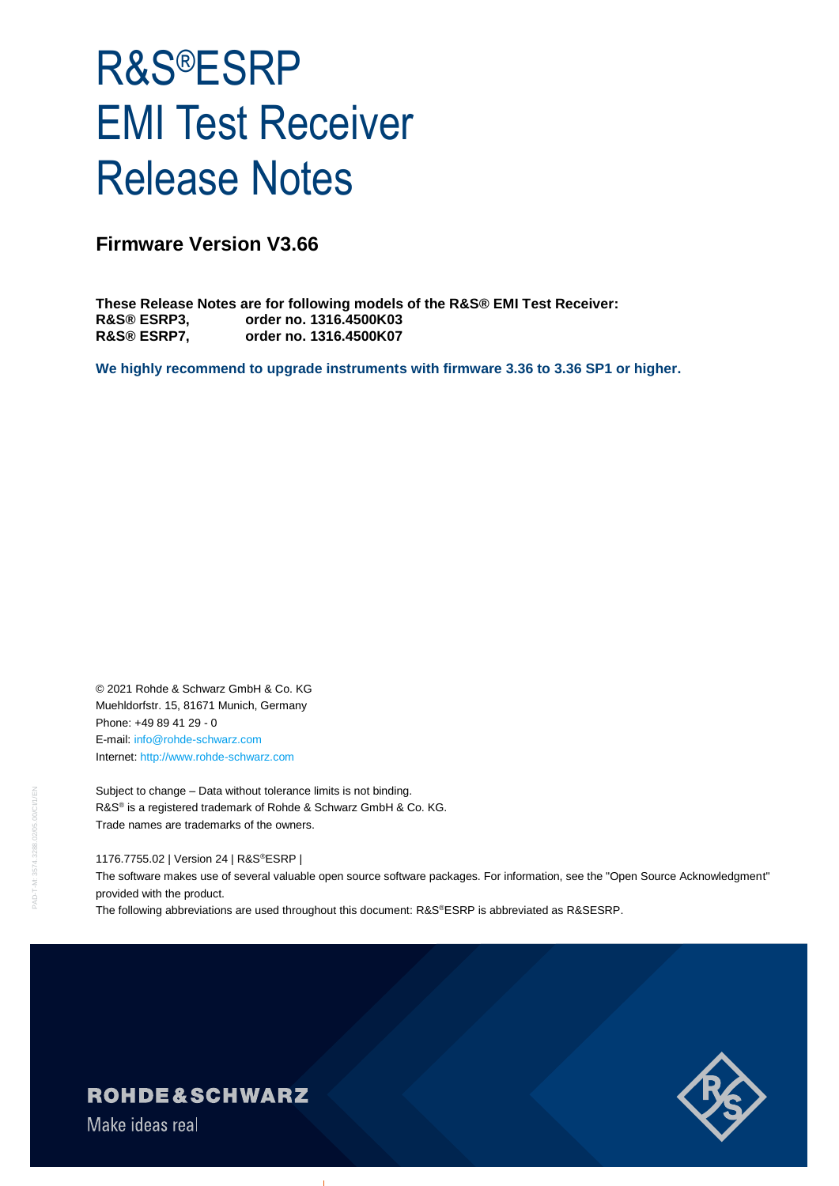# R&S®ESRP EMI Test Receiver Release Notes

## Firmware Version V3.66

**These Release Notes are for following models of the R&S® EMI Test Receiver:**
**R&S® ESRP3, order no. 1316.4500K03**
**R&S® ESRP7, order no. 1316.4500K07**

**We highly recommend to upgrade instruments with firmware 3.36 to 3.36 SP1 or higher.**

© 2021 Rohde & Schwarz GmbH & Co. KG
Muehldorfstr. 15, 81671 Munich, Germany
Phone: +49 89 41 29 - 0
E-mail: info@rohde-schwarz.com
Internet: http://www.rohde-schwarz.com

Subject to change – Data without tolerance limits is not binding.
R&S® is a registered trademark of Rohde & Schwarz GmbH & Co. KG.
Trade names are trademarks of the owners.

1176.7755.02 | Version 24 | R&S®ESRP |
The software makes use of several valuable open source software packages. For information, see the "Open Source Acknowledgment" provided with the product.
The following abbreviations are used throughout this document: R&S®ESRP is abbreviated as R&SESRP.

ROHDE&SCHWARZ
Make ideas real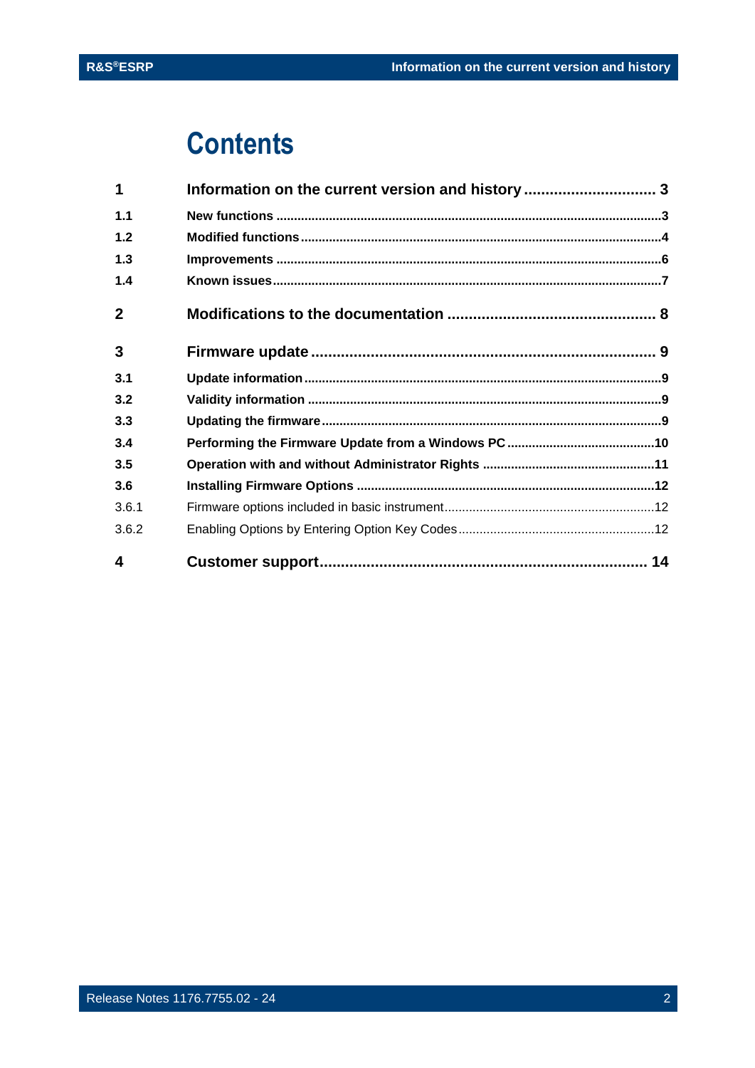# Contents

| | | |
|---|---|---|
| **1** | **Information on the current version and history** | **3** |
| **1.1** | **New functions** | **3** |
| **1.2** | **Modified functions** | **4** |
| **1.3** | **Improvements** | **6** |
| **1.4** | **Known issues** | **7** |
| **2** | **Modifications to the documentation** | **8** |
| **3** | **Firmware update** | **9** |
| **3.1** | **Update information** | **9** |
| **3.2** | **Validity information** | **9** |
| **3.3** | **Updating the firmware** | **9** |
| **3.4** | **Performing the Firmware Update from a Windows PC** | **10** |
| **3.5** | **Operation with and without Administrator Rights** | **11** |
| **3.6** | **Installing Firmware Options** | **12** |
| 3.6.1 | Firmware options included in basic instrument | 12 |
| 3.6.2 | Enabling Options by Entering Option Key Codes | 12 |
| **4** | **Customer support** | **14** |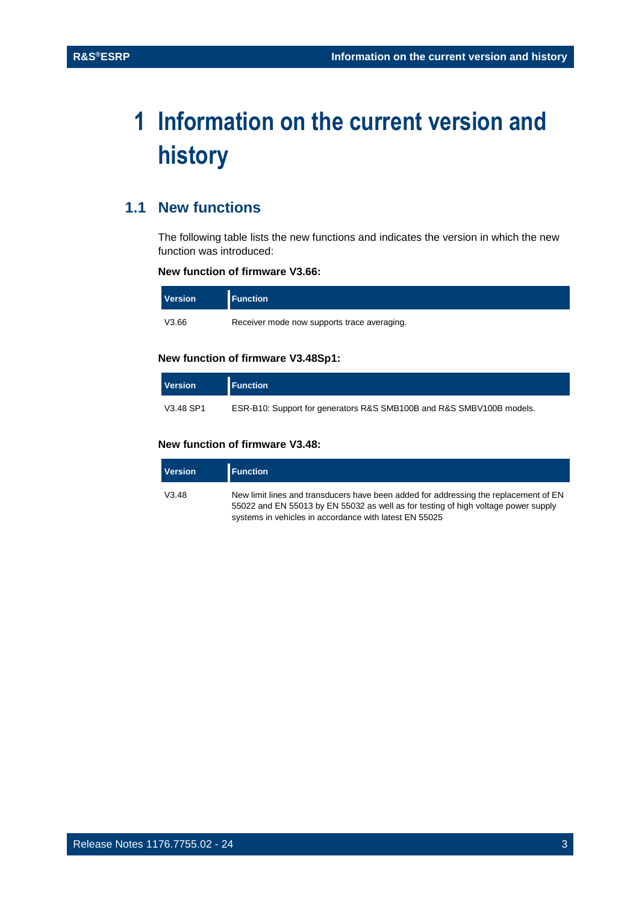# 1 Information on the current version and history

## 1.1 New functions

The following table lists the new functions and indicates the version in which the new function was introduced:

**New function of firmware V3.66:**

| Version | Function |
| --- | --- |
| V3.66 | Receiver mode now supports trace averaging. |

**New function of firmware V3.48Sp1:**

| Version | Function |
| --- | --- |
| V3.48 SP1 | ESR-B10: Support for generators R&S SMB100B and R&S SMBV100B models. |

**New function of firmware V3.48:**

| Version | Function |
| --- | --- |
| V3.48 | New limit lines and transducers have been added for addressing the replacement of EN 55022 and EN 55013 by EN 55032 as well as for testing of high voltage power supply systems in vehicles in accordance with latest EN 55025 |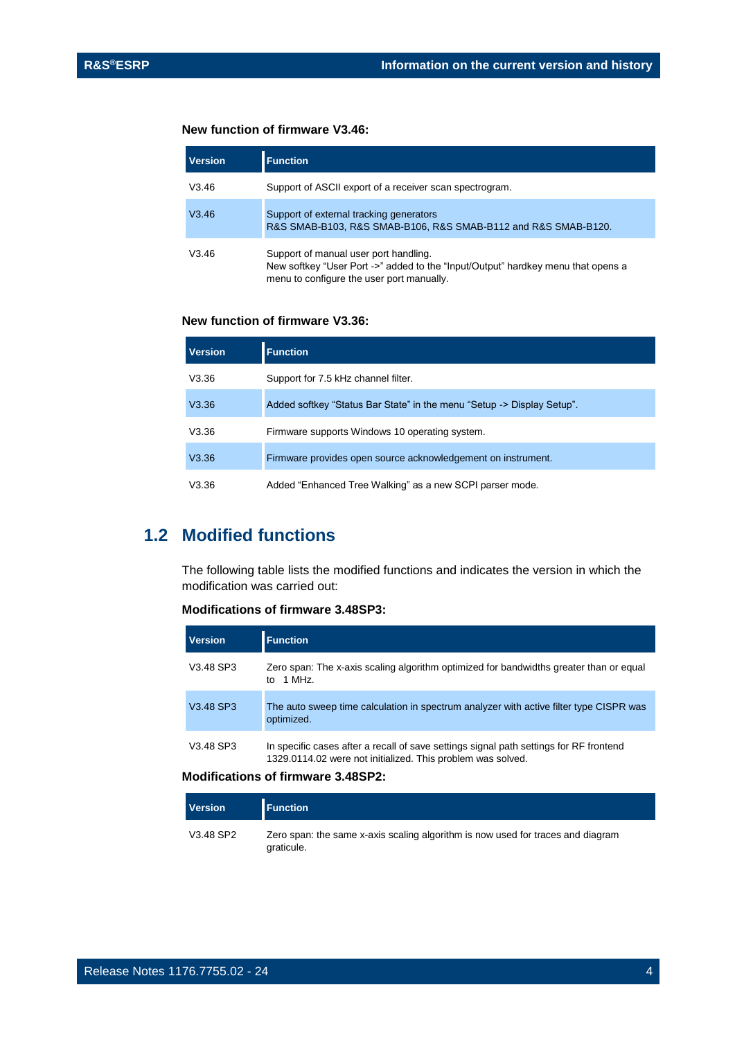**New function of firmware V3.46:**

| Version | Function |
| --- | --- |
| V3.46 | Support of ASCII export of a receiver scan spectrogram. |
| V3.46 | Support of external tracking generators<br>R&S SMAB-B103, R&S SMAB-B106, R&S SMAB-B112 and R&S SMAB-B120. |
| V3.46 | Support of manual user port handling.<br>New softkey "User Port ->" added to the "Input/Output" hardkey menu that opens a menu to configure the user port manually. |

**New function of firmware V3.36:**

| Version | Function |
| --- | --- |
| V3.36 | Support for 7.5 kHz channel filter. |
| V3.36 | Added softkey "Status Bar State" in the menu "Setup -> Display Setup". |
| V3.36 | Firmware supports Windows 10 operating system. |
| V3.36 | Firmware provides open source acknowledgement on instrument. |
| V3.36 | Added "Enhanced Tree Walking" as a new SCPI parser mode. |

## 1.2 Modified functions

The following table lists the modified functions and indicates the version in which the modification was carried out:

**Modifications of firmware 3.48SP3:**

| Version | Function |
| --- | --- |
| V3.48 SP3 | Zero span: The x-axis scaling algorithm optimized for bandwidths greater than or equal to 1 MHz. |
| V3.48 SP3 | The auto sweep time calculation in spectrum analyzer with active filter type CISPR was optimized. |
| V3.48 SP3 | In specific cases after a recall of save settings signal path settings for RF frontend 1329.0114.02 were not initialized. This problem was solved. |

**Modifications of firmware 3.48SP2:**

| Version | Function |
| --- | --- |
| V3.48 SP2 | Zero span: the same x-axis scaling algorithm is now used for traces and diagram graticule. |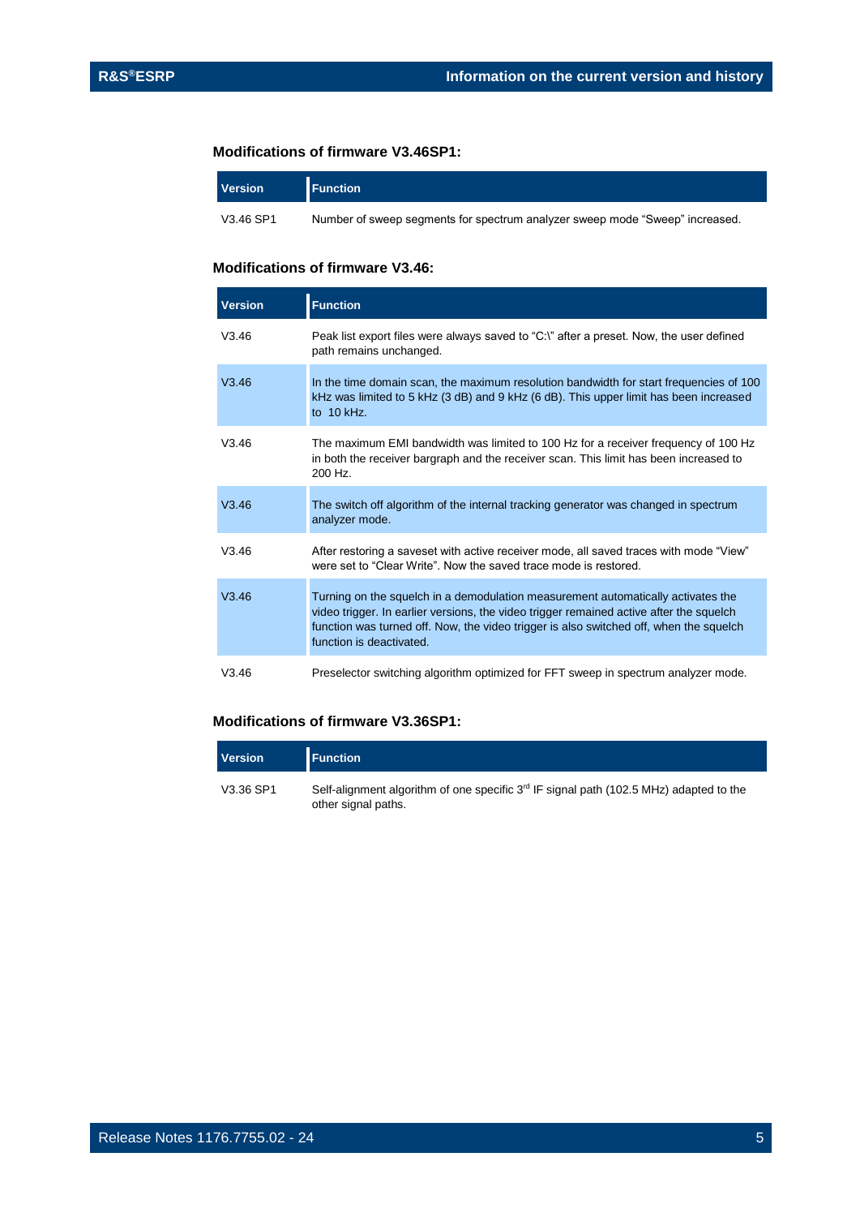### Modifications of firmware V3.46SP1:

| Version | Function |
| --- | --- |
| V3.46 SP1 | Number of sweep segments for spectrum analyzer sweep mode “Sweep” increased. |

### Modifications of firmware V3.46:

| Version | Function |
| --- | --- |
| V3.46 | Peak list export files were always saved to “C:\” after a preset. Now, the user defined path remains unchanged. |
| V3.46 | In the time domain scan, the maximum resolution bandwidth for start frequencies of 100 kHz was limited to 5 kHz (3 dB) and 9 kHz (6 dB). This upper limit has been increased to 10 kHz. |
| V3.46 | The maximum EMI bandwidth was limited to 100 Hz for a receiver frequency of 100 Hz in both the receiver bargraph and the receiver scan. This limit has been increased to 200 Hz. |
| V3.46 | The switch off algorithm of the internal tracking generator was changed in spectrum analyzer mode. |
| V3.46 | After restoring a saveset with active receiver mode, all saved traces with mode “View” were set to “Clear Write”. Now the saved trace mode is restored. |
| V3.46 | Turning on the squelch in a demodulation measurement automatically activates the video trigger. In earlier versions, the video trigger remained active after the squelch function was turned off. Now, the video trigger is also switched off, when the squelch function is deactivated. |
| V3.46 | Preselector switching algorithm optimized for FFT sweep in spectrum analyzer mode. |

### Modifications of firmware V3.36SP1:

| Version | Function |
| --- | --- |
| V3.36 SP1 | Self-alignment algorithm of one specific 3rd IF signal path (102.5 MHz) adapted to the other signal paths. |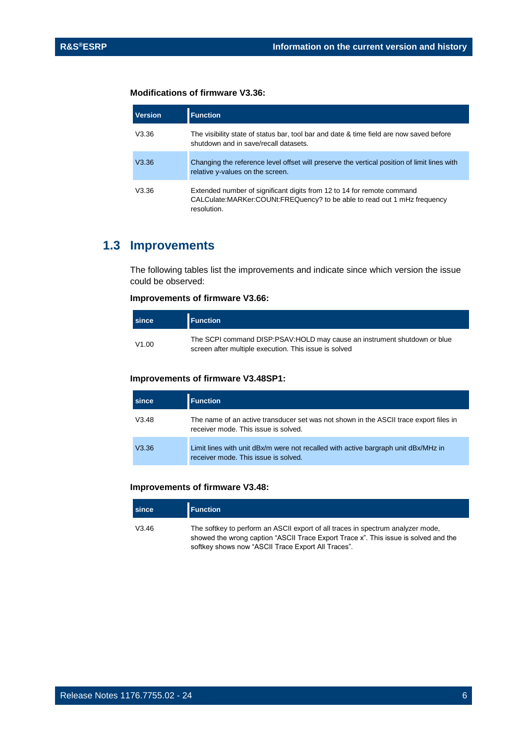**Modifications of firmware V3.36:**

| Version | Function |
| --- | --- |
| V3.36 | The visibility state of status bar, tool bar and date & time field are now saved before shutdown and in save/recall datasets. |
| V3.36 | Changing the reference level offset will preserve the vertical position of limit lines with relative y-values on the screen. |
| V3.36 | Extended number of significant digits from 12 to 14 for remote command CALCulate:MARKer:COUNt:FREQuency? to be able to read out 1 mHz frequency resolution. |

## 1.3 Improvements

The following tables list the improvements and indicate since which version the issue could be observed:

**Improvements of firmware V3.66:**

| since | Function |
| --- | --- |
| V1.00 | The SCPI command DISP:PSAV:HOLD may cause an instrument shutdown or blue screen after multiple execution. This issue is solved |

**Improvements of firmware V3.48SP1:**

| since | Function |
| --- | --- |
| V3.48 | The name of an active transducer set was not shown in the ASCII trace export files in receiver mode. This issue is solved. |
| V3.36 | Limit lines with unit dBx/m were not recalled with active bargraph unit dBx/MHz in receiver mode. This issue is solved. |

**Improvements of firmware V3.48:**

| since | Function |
| --- | --- |
| V3.46 | The softkey to perform an ASCII export of all traces in spectrum analyzer mode, showed the wrong caption "ASCII Trace Export Trace x". This issue is solved and the softkey shows now "ASCII Trace Export All Traces". |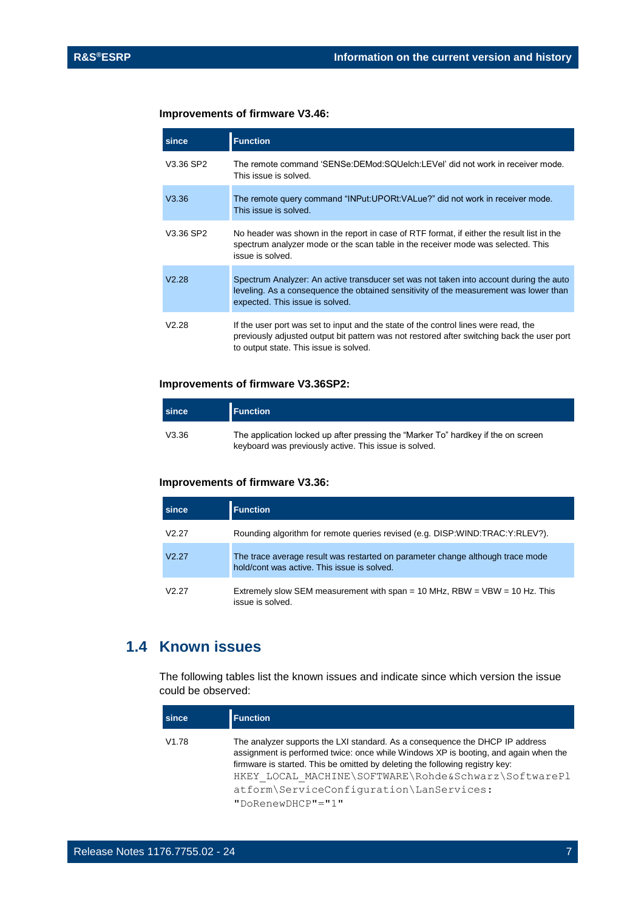**Improvements of firmware V3.46:**

| since | Function |
| --- | --- |
| V3.36 SP2 | The remote command 'SENSe:DEMod:SQUelch:LEVel' did not work in receiver mode. This issue is solved. |
| V3.36 | The remote query command "INPut:UPORt:VALue?" did not work in receiver mode. This issue is solved. |
| V3.36 SP2 | No header was shown in the report in case of RTF format, if either the result list in the spectrum analyzer mode or the scan table in the receiver mode was selected. This issue is solved. |
| V2.28 | Spectrum Analyzer: An active transducer set was not taken into account during the auto leveling. As a consequence the obtained sensitivity of the measurement was lower than expected. This issue is solved. |
| V2.28 | If the user port was set to input and the state of the control lines were read, the previously adjusted output bit pattern was not restored after switching back the user port to output state. This issue is solved. |

**Improvements of firmware V3.36SP2:**

| since | Function |
| --- | --- |
| V3.36 | The application locked up after pressing the "Marker To" hardkey if the on screen keyboard was previously active. This issue is solved. |

**Improvements of firmware V3.36:**

| since | Function |
| --- | --- |
| V2.27 | Rounding algorithm for remote queries revised (e.g. DISP:WIND:TRAC:Y:RLEV?). |
| V2.27 | The trace average result was restarted on parameter change although trace mode hold/cont was active. This issue is solved. |
| V2.27 | Extremely slow SEM measurement with span = 10 MHz, RBW = VBW = 10 Hz. This issue is solved. |

## 1.4 Known issues

The following tables list the known issues and indicate since which version the issue could be observed:

| since | Function |
| --- | --- |
| V1.78 | The analyzer supports the LXI standard. As a consequence the DHCP IP address assignment is performed twice: once while Windows XP is booting, and again when the firmware is started. This be omitted by deleting the following registry key: `HKEY_LOCAL_MACHINE\SOFTWARE\Rohde&Schwarz\SoftwarePlatform\ServiceConfiguration\LanServices: "DoRenewDHCP"="1"` |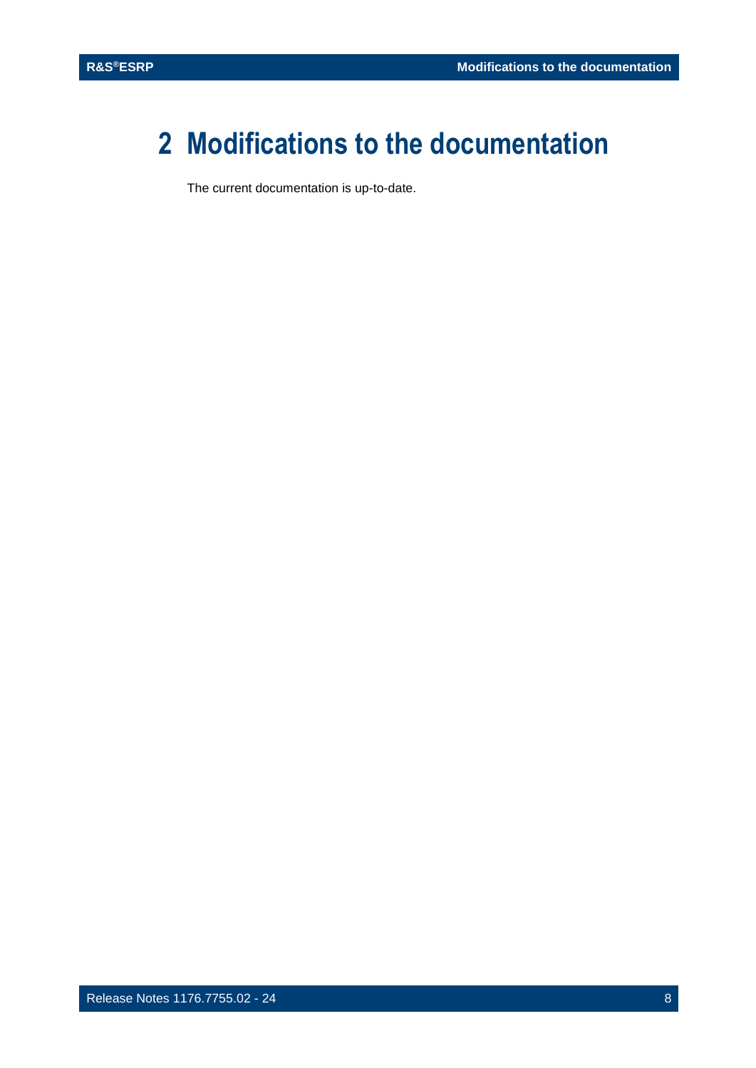# 2 Modifications to the documentation

The current documentation is up-to-date.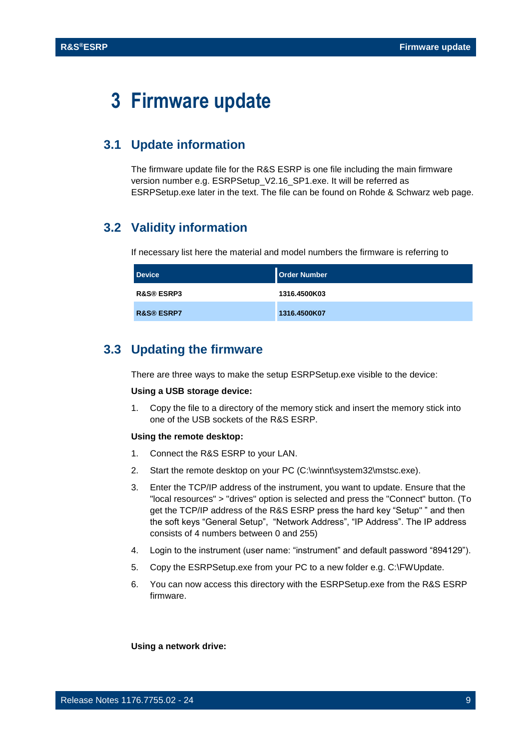# 3 Firmware update

## 3.1 Update information

The firmware update file for the R&S ESRP is one file including the main firmware version number e.g. ESRPSetup_V2.16_SP1.exe. It will be referred as ESRPSetup.exe later in the text. The file can be found on Rohde & Schwarz web page.

## 3.2 Validity information

If necessary list here the material and model numbers the firmware is referring to

| Device | Order Number |
|---|---|
| R&S® ESRP3 | 1316.4500K03 |
| R&S® ESRP7 | 1316.4500K07 |

## 3.3 Updating the firmware

There are three ways to make the setup ESRPSetup.exe visible to the device:

**Using a USB storage device:**

1. Copy the file to a directory of the memory stick and insert the memory stick into one of the USB sockets of the R&S ESRP.

**Using the remote desktop:**

1. Connect the R&S ESRP to your LAN.
2. Start the remote desktop on your PC (C:\winnt\system32\mstsc.exe).
3. Enter the TCP/IP address of the instrument, you want to update. Ensure that the "local resources" > "drives" option is selected and press the "Connect" button. (To get the TCP/IP address of the R&S ESRP press the hard key “Setup" ” and then the soft keys “General Setup”, “Network Address”, “IP Address”. The IP address consists of 4 numbers between 0 and 255)
4. Login to the instrument (user name: “instrument” and default password “894129”).
5. Copy the ESRPSetup.exe from your PC to a new folder e.g. C:\FWUpdate.
6. You can now access this directory with the ESRPSetup.exe from the R&S ESRP firmware.

**Using a network drive:**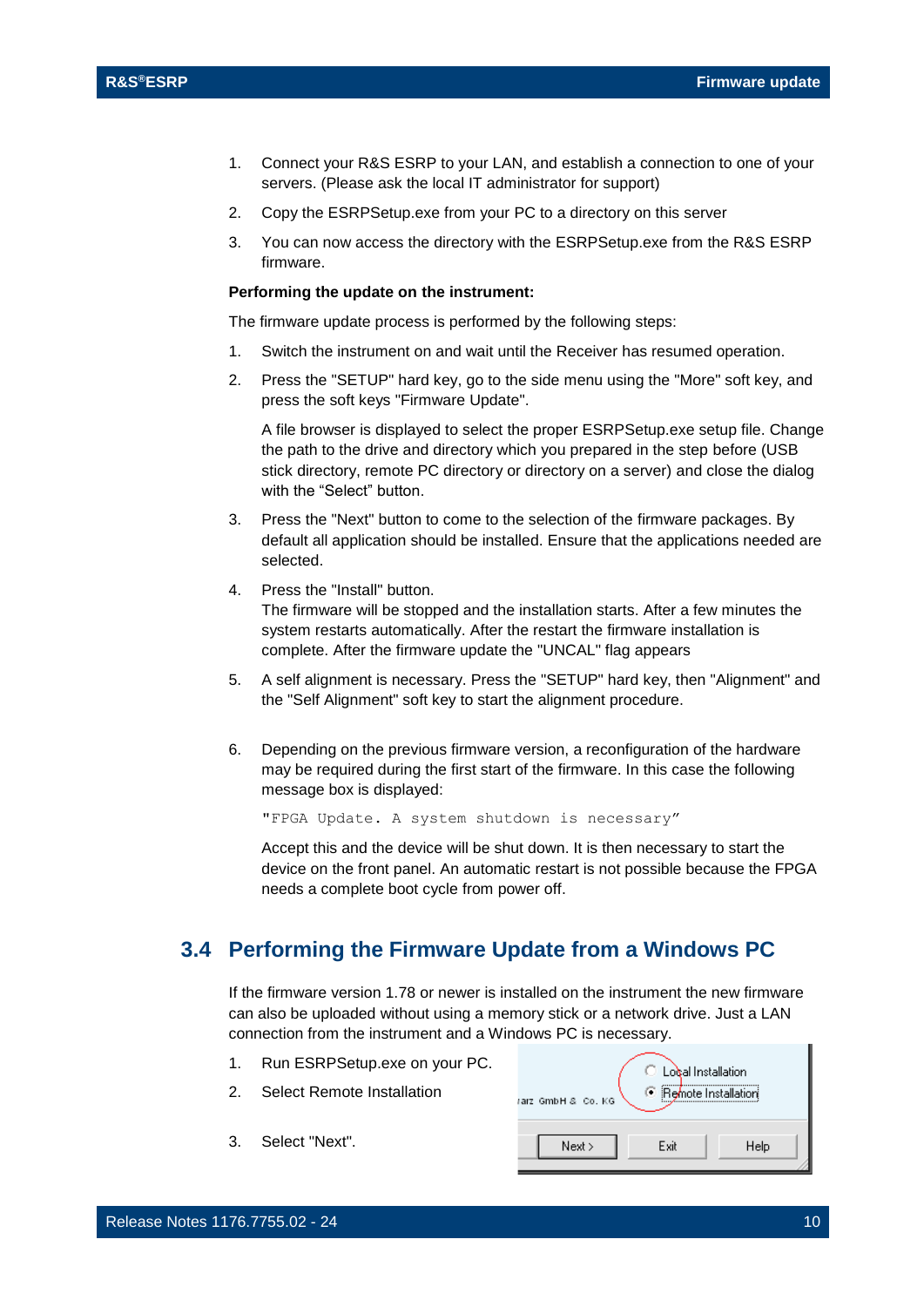1. Connect your R&S ESRP to your LAN, and establish a connection to one of your servers. (Please ask the local IT administrator for support)
2. Copy the ESRPSetup.exe from your PC to a directory on this server
3. You can now access the directory with the ESRPSetup.exe from the R&S ESRP firmware.

**Performing the update on the instrument:**

The firmware update process is performed by the following steps:

1. Switch the instrument on and wait until the Receiver has resumed operation.
2. Press the "SETUP" hard key, go to the side menu using the "More" soft key, and press the soft keys "Firmware Update".

   A file browser is displayed to select the proper ESRPSetup.exe setup file. Change the path to the drive and directory which you prepared in the step before (USB stick directory, remote PC directory or directory on a server) and close the dialog with the “Select” button.
3. Press the "Next" button to come to the selection of the firmware packages. By default all application should be installed. Ensure that the applications needed are selected.
4. Press the "Install" button.
   The firmware will be stopped and the installation starts. After a few minutes the system restarts automatically. After the restart the firmware installation is complete. After the firmware update the "UNCAL" flag appears
5. A self alignment is necessary. Press the "SETUP" hard key, then "Alignment" and the "Self Alignment" soft key to start the alignment procedure.
6. Depending on the previous firmware version, a reconfiguration of the hardware may be required during the first start of the firmware. In this case the following message box is displayed:

   `"FPGA Update. A system shutdown is necessary”`

   Accept this and the device will be shut down. It is then necessary to start the device on the front panel. An automatic restart is not possible because the FPGA needs a complete boot cycle from power off.

## 3.4 Performing the Firmware Update from a Windows PC

If the firmware version 1.78 or newer is installed on the instrument the new firmware can also be uploaded without using a memory stick or a network drive. Just a LAN connection from the instrument and a Windows PC is necessary.

1. Run ESRPSetup.exe on your PC.
2. Select Remote Installation
3. Select "Next".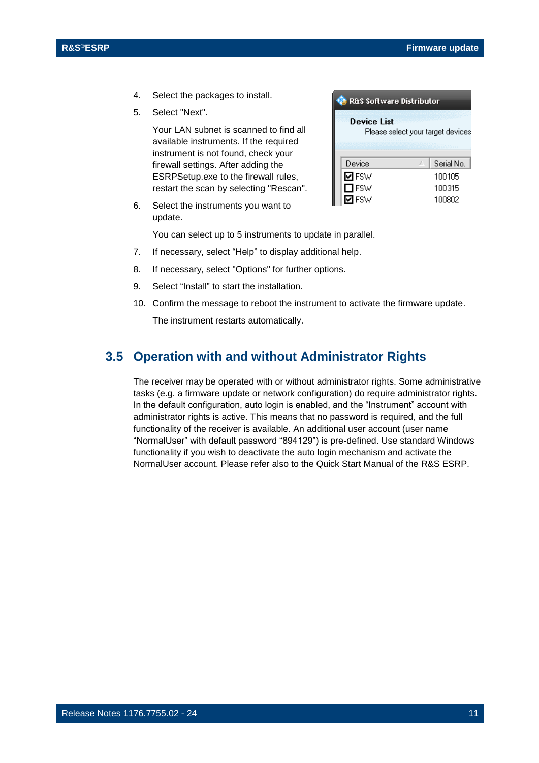4. Select the packages to install.
5. Select "Next".

   Your LAN subnet is scanned to find all available instruments. If the required instrument is not found, check your firewall settings. After adding the ESRPSetup.exe to the firewall rules, restart the scan by selecting "Rescan".
6. Select the instruments you want to update.

   You can select up to 5 instruments to update in parallel.
7. If necessary, select “Help” to display additional help.
8. If necessary, select "Options" for further options.
9. Select “Install” to start the installation.
10. Confirm the message to reboot the instrument to activate the firmware update.

    The instrument restarts automatically.

## 3.5 Operation with and without Administrator Rights

The receiver may be operated with or without administrator rights. Some administrative tasks (e.g. a firmware update or network configuration) do require administrator rights. In the default configuration, auto login is enabled, and the “Instrument” account with administrator rights is active. This means that no password is required, and the full functionality of the receiver is available. An additional user account (user name “NormalUser” with default password “894129”) is pre-defined. Use standard Windows functionality if you wish to deactivate the auto login mechanism and activate the NormalUser account. Please refer also to the Quick Start Manual of the R&S ESRP.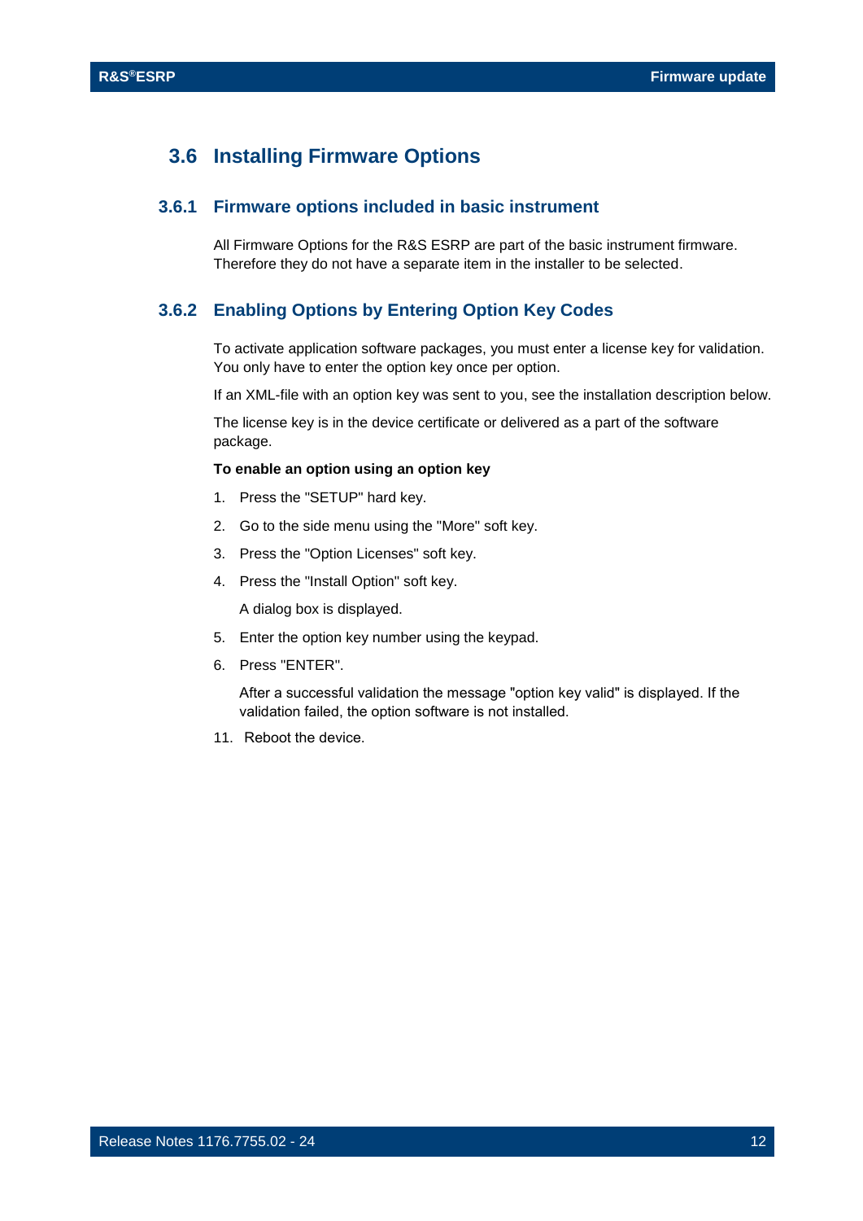## 3.6 Installing Firmware Options

### 3.6.1 Firmware options included in basic instrument

All Firmware Options for the R&S ESRP are part of the basic instrument firmware. Therefore they do not have a separate item in the installer to be selected.

### 3.6.2 Enabling Options by Entering Option Key Codes

To activate application software packages, you must enter a license key for validation. You only have to enter the option key once per option.

If an XML-file with an option key was sent to you, see the installation description below.

The license key is in the device certificate or delivered as a part of the software package.

**To enable an option using an option key**

1. Press the "SETUP" hard key.
2. Go to the side menu using the "More" soft key.
3. Press the "Option Licenses" soft key.
4. Press the "Install Option" soft key.

   A dialog box is displayed.

5. Enter the option key number using the keypad.
6. Press "ENTER".

   After a successful validation the message "option key valid" is displayed. If the validation failed, the option software is not installed.

11. Reboot the device.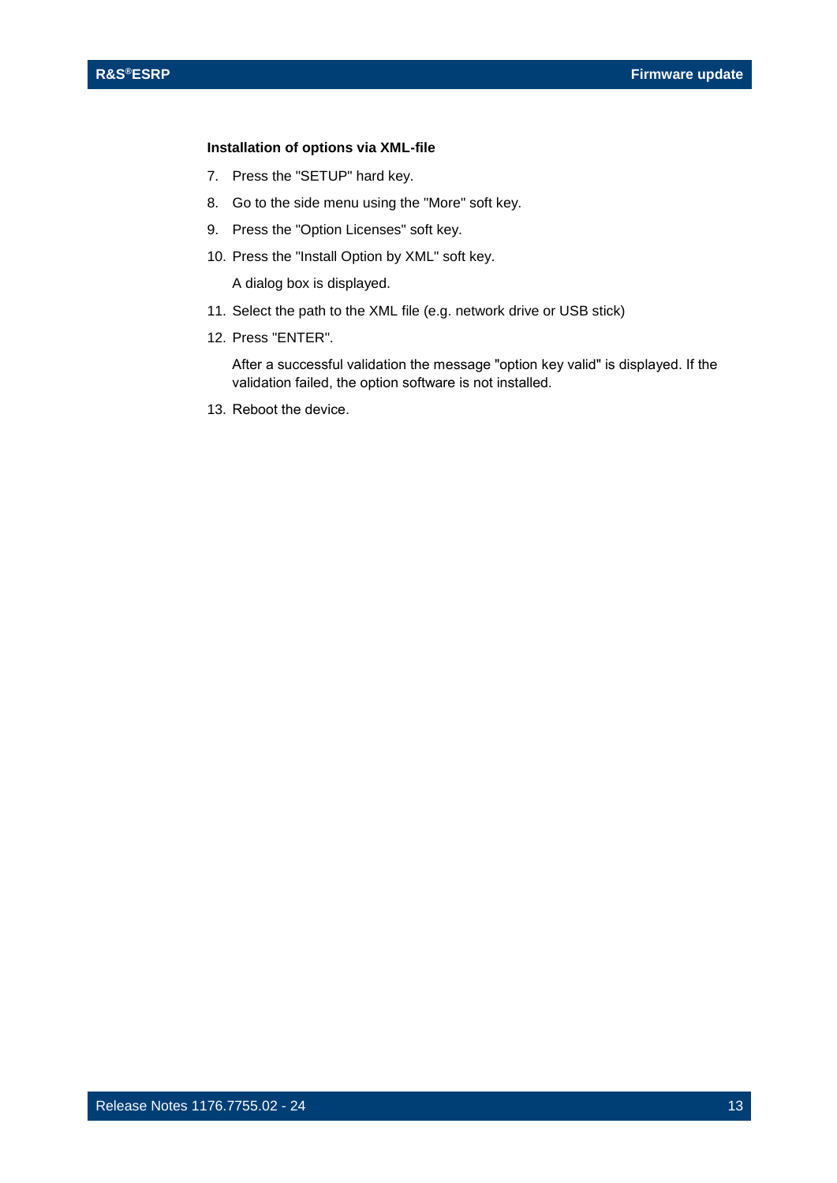**Installation of options via XML-file**

7. Press the "SETUP" hard key.
8. Go to the side menu using the "More" soft key.
9. Press the "Option Licenses" soft key.
10. Press the "Install Option by XML" soft key.

    A dialog box is displayed.

11. Select the path to the XML file (e.g. network drive or USB stick)
12. Press "ENTER".

    After a successful validation the message "option key valid" is displayed. If the validation failed, the option software is not installed.

13. Reboot the device.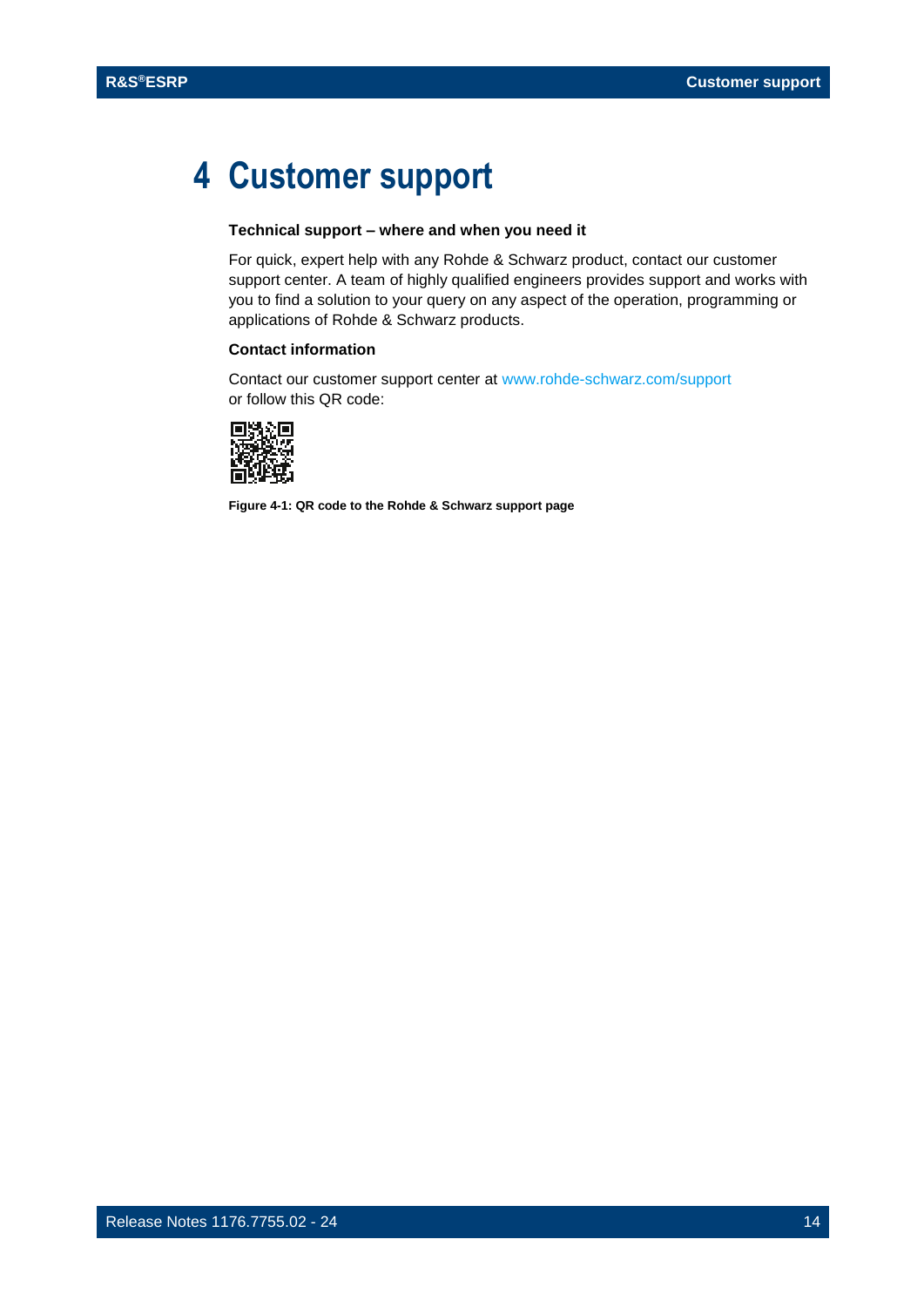# 4 Customer support

**Technical support – where and when you need it**

For quick, expert help with any Rohde & Schwarz product, contact our customer support center. A team of highly qualified engineers provides support and works with you to find a solution to your query on any aspect of the operation, programming or applications of Rohde & Schwarz products.

**Contact information**

Contact our customer support center at www.rohde-schwarz.com/support or follow this QR code:

Figure 4-1: QR code to the Rohde & Schwarz support page